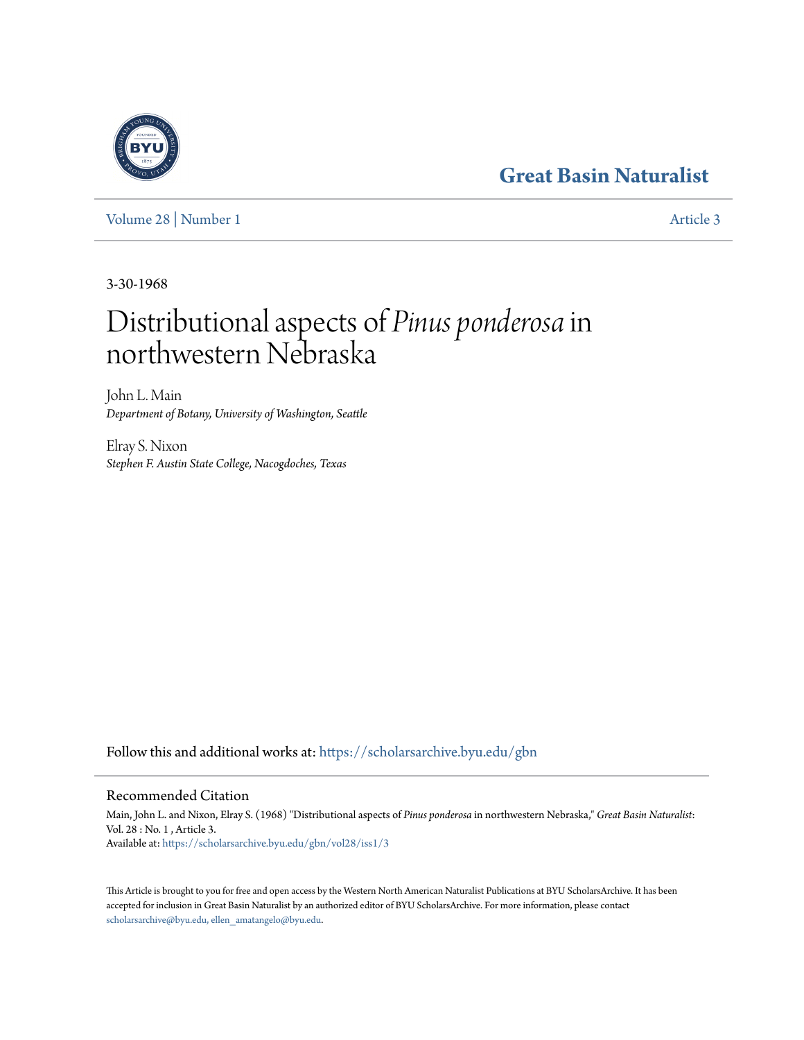Great Basin Naturalist

Volume 28 | Number 1 Article 3

3-30-1968

# Distributional aspects of *Pinus ponderosa* in northwestern Nebraska

John L. Main
*Department of Botany, University of Washington, Seattle*

Elray S. Nixon
*Stephen F. Austin State College, Nacogdoches, Texas*

Follow this and additional works at: https://scholarsarchive.byu.edu/gbn

## Recommended Citation

Main, John L. and Nixon, Elray S. (1968) "Distributional aspects of *Pinus ponderosa* in northwestern Nebraska," *Great Basin Naturalist*: Vol. 28 : No. 1 , Article 3.
Available at: https://scholarsarchive.byu.edu/gbn/vol28/iss1/3

This Article is brought to you for free and open access by the Western North American Naturalist Publications at BYU ScholarsArchive. It has been accepted for inclusion in Great Basin Naturalist by an authorized editor of BYU ScholarsArchive. For more information, please contact scholarsarchive@byu.edu, ellen_amatangelo@byu.edu.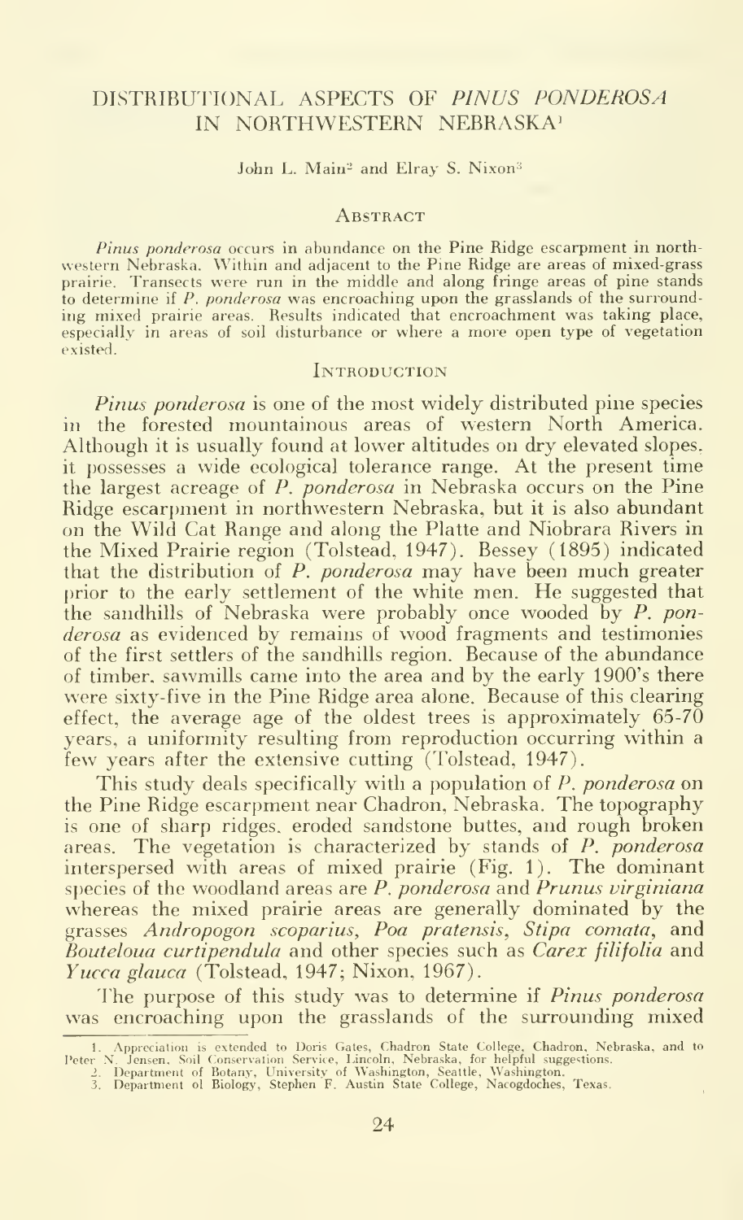# DISTRIBUTIONAL ASPECTS OF *PINUS PONDEROSA* IN NORTHWESTERN NEBRASKA[1]

John L. Main[2] and Elray S. Nixon[3]

## Abstract

*Pinus ponderosa* occurs in abundance on the Pine Ridge escarpment in northwestern Nebraska. Within and adjacent to the Pine Ridge are areas of mixed-grass prairie. Transects were run in the middle and along fringe areas of pine stands to determine if *P. ponderosa* was encroaching upon the grasslands of the surrounding mixed prairie areas. Results indicated that encroachment was taking place, especially in areas of soil disturbance or where a more open type of vegetation existed.

## Introduction

*Pinus ponderosa* is one of the most widely distributed pine species in the forested mountainous areas of western North America. Although it is usually found at lower altitudes on dry elevated slopes, it possesses a wide ecological tolerance range. At the present time the largest acreage of *P. ponderosa* in Nebraska occurs on the Pine Ridge escarpment in northwestern Nebraska, but it is also abundant on the Wild Cat Range and along the Platte and Niobrara Rivers in the Mixed Prairie region (Tolstead, 1947). Bessey (1895) indicated that the distribution of *P. ponderosa* may have been much greater prior to the early settlement of the white men. He suggested that the sandhills of Nebraska were probably once wooded by *P. ponderosa* as evidenced by remains of wood fragments and testimonies of the first settlers of the sandhills region. Because of the abundance of timber, sawmills came into the area and by the early 1900's there were sixty-five in the Pine Ridge area alone. Because of this clearing effect, the average age of the oldest trees is approximately 65-70 years, a uniformity resulting from reproduction occurring within a few years after the extensive cutting (Tolstead, 1947).

This study deals specifically with a population of *P. ponderosa* on the Pine Ridge escarpment near Chadron, Nebraska. The topography is one of sharp ridges, eroded sandstone buttes, and rough broken areas. The vegetation is characterized by stands of *P. ponderosa* interspersed with areas of mixed prairie (Fig. 1). The dominant species of the woodland areas are *P. ponderosa* and *Prunus virginiana* whereas the mixed prairie areas are generally dominated by the grasses *Andropogon scoparius*, *Poa pratensis*, *Stipa comata*, and *Bouteloua curtipendula* and other species such as *Carex filifolia* and *Yucca glauca* (Tolstead, 1947; Nixon, 1967).

The purpose of this study was to determine if *Pinus ponderosa* was encroaching upon the grasslands of the surrounding mixed

---

1. Appreciation is extended to Doris Gates, Chadron State College, Chadron, Nebraska, and to Peter N. Jensen, Soil Conservation Service, Lincoln, Nebraska, for helpful suggestions.
2. Department of Botany, University of Washington, Seattle, Washington.
3. Department of Biology, Stephen F. Austin State College, Nacogdoches, Texas.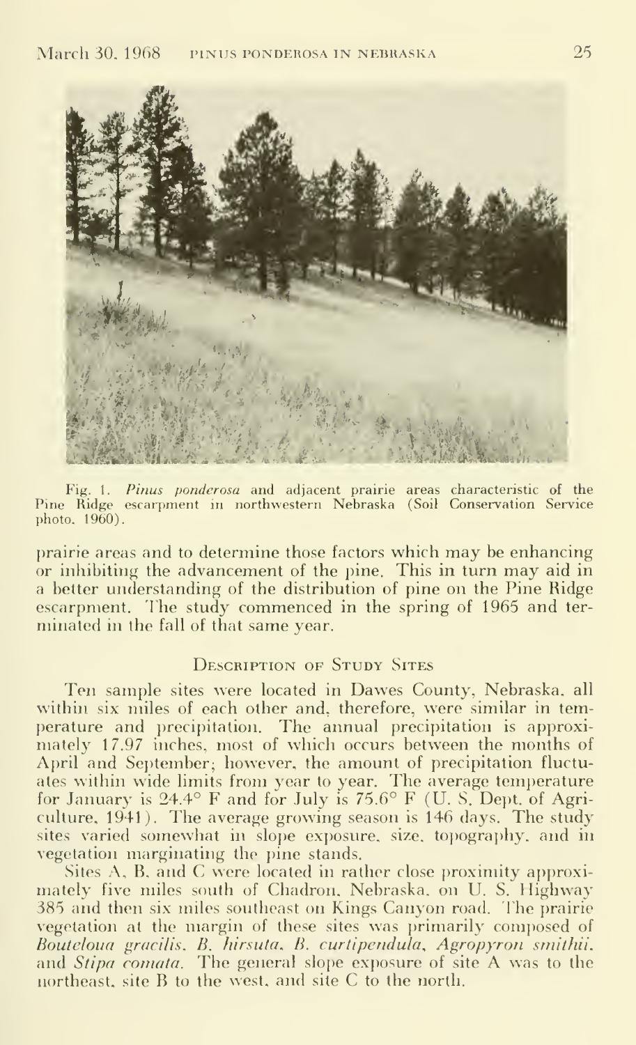Fig. 1. *Pinus ponderosa* and adjacent prairie areas characteristic of the Pine Ridge escarpment in northwestern Nebraska (Soil Conservation Service photo, 1960).

prairie areas and to determine those factors which may be enhancing or inhibiting the advancement of the pine. This in turn may aid in a better understanding of the distribution of pine on the Pine Ridge escarpment. The study commenced in the spring of 1965 and terminated in the fall of that same year.

## Description of Study Sites

Ten sample sites were located in Dawes County, Nebraska, all within six miles of each other and, therefore, were similar in temperature and precipitation. The annual precipitation is approximately 17.97 inches, most of which occurs between the months of April and September; however, the amount of precipitation fluctuates within wide limits from year to year. The average temperature for January is 24.4° F and for July is 75.6° F (U. S. Dept. of Agriculture, 1941). The average growing season is 146 days. The study sites varied somewhat in slope exposure, size, topography, and in vegetation marginating the pine stands.

Sites A, B, and C were located in rather close proximity approximately five miles south of Chadron, Nebraska, on U. S. Highway 385 and then six miles southeast on Kings Canyon road. The prairie vegetation at the margin of these sites was primarily composed of *Bouteloua gracilis*, *B. hirsuta*, *B. curtipendula*, *Agropyron smithii*, and *Stipa comata*. The general slope exposure of site A was to the northeast, site B to the west, and site C to the north.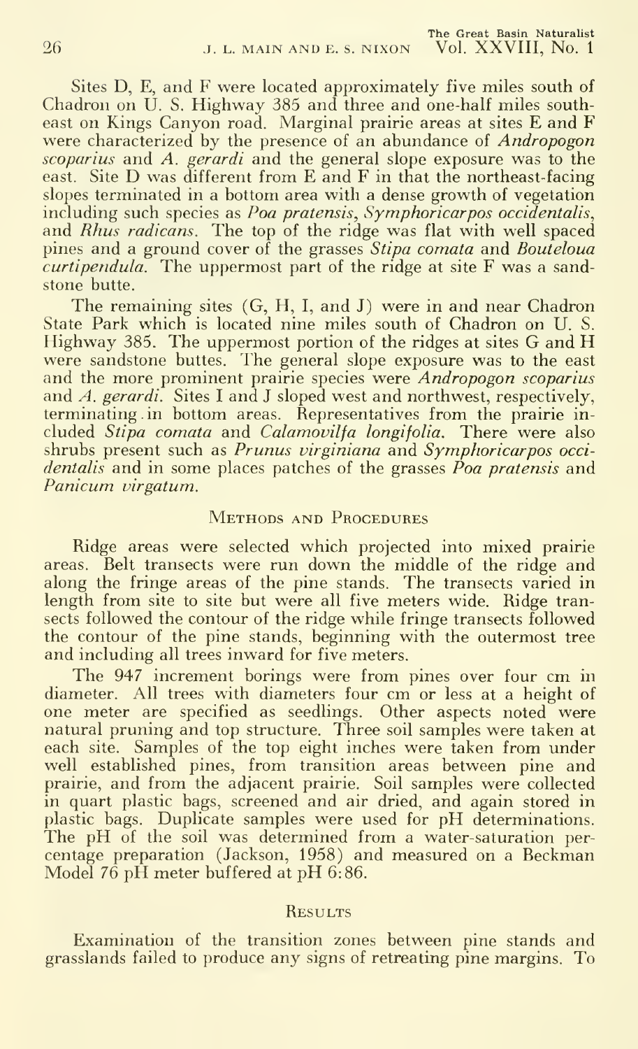Sites D, E, and F were located approximately five miles south of Chadron on U. S. Highway 385 and three and one-half miles southeast on Kings Canyon road. Marginal prairie areas at sites E and F were characterized by the presence of an abundance of *Andropogon scoparius* and *A. gerardi* and the general slope exposure was to the east. Site D was different from E and F in that the northeast-facing slopes terminated in a bottom area with a dense growth of vegetation including such species as *Poa pratensis*, *Symphoricarpos occidentalis*, and *Rhus radicans*. The top of the ridge was flat with well spaced pines and a ground cover of the grasses *Stipa comata* and *Bouteloua curtipendula*. The uppermost part of the ridge at site F was a sandstone butte.

The remaining sites (G, H, I, and J) were in and near Chadron State Park which is located nine miles south of Chadron on U. S. Highway 385. The uppermost portion of the ridges at sites G and H were sandstone buttes. The general slope exposure was to the east and the more prominent prairie species were *Andropogon scoparius* and *A. gerardi*. Sites I and J sloped west and northwest, respectively, terminating in bottom areas. Representatives from the prairie included *Stipa comata* and *Calamovilfa longifolia*. There were also shrubs present such as *Prunus virginiana* and *Symphoricarpos occidentalis* and in some places patches of the grasses *Poa pratensis* and *Panicum virgatum*.

## Methods and Procedures

Ridge areas were selected which projected into mixed prairie areas. Belt transects were run down the middle of the ridge and along the fringe areas of the pine stands. The transects varied in length from site to site but were all five meters wide. Ridge transects followed the contour of the ridge while fringe transects followed the contour of the pine stands, beginning with the outermost tree and including all trees inward for five meters.

The 947 increment borings were from pines over four cm in diameter. All trees with diameters four cm or less at a height of one meter are specified as seedlings. Other aspects noted were natural pruning and top structure. Three soil samples were taken at each site. Samples of the top eight inches were taken from under well established pines, from transition areas between pine and prairie, and from the adjacent prairie. Soil samples were collected in quart plastic bags, screened and air dried, and again stored in plastic bags. Duplicate samples were used for pH determinations. The pH of the soil was determined from a water-saturation percentage preparation (Jackson, 1958) and measured on a Beckman Model 76 pH meter buffered at pH 6:86.

## Results

Examination of the transition zones between pine stands and grasslands failed to produce any signs of retreating pine margins. To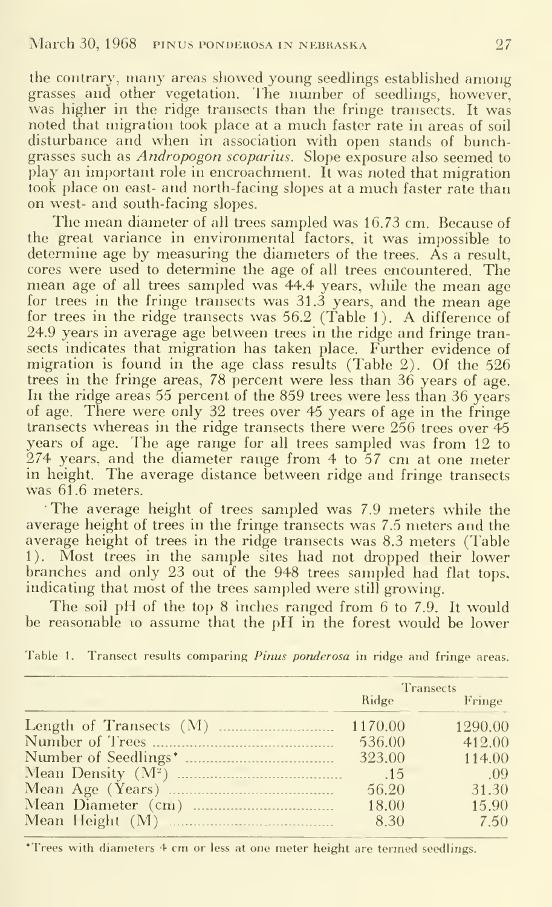the contrary, many areas showed young seedlings established among grasses and other vegetation. The number of seedlings, however, was higher in the ridge transects than the fringe transects. It was noted that migration took place at a much faster rate in areas of soil disturbance and when in association with open stands of bunchgrasses such as *Andropogon scoparius*. Slope exposure also seemed to play an important role in encroachment. It was noted that migration took place on east- and north-facing slopes at a much faster rate than on west- and south-facing slopes.

The mean diameter of all trees sampled was 16.73 cm. Because of the great variance in environmental factors, it was impossible to determine age by measuring the diameters of the trees. As a result, cores were used to determine the age of all trees encountered. The mean age of all trees sampled was 44.4 years, while the mean age for trees in the fringe transects was 31.3 years, and the mean age for trees in the ridge transects was 56.2 (Table 1). A difference of 24.9 years in average age between trees in the ridge and fringe transects indicates that migration has taken place. Further evidence of migration is found in the age class results (Table 2). Of the 526 trees in the fringe areas, 78 percent were less than 36 years of age. In the ridge areas 55 percent of the 859 trees were less than 36 years of age. There were only 32 trees over 45 years of age in the fringe transects whereas in the ridge transects there were 256 trees over 45 years of age. The age range for all trees sampled was from 12 to 274 years, and the diameter range from 4 to 57 cm at one meter in height. The average distance between ridge and fringe transects was 61.6 meters.

The average height of trees sampled was 7.9 meters while the average height of trees in the fringe transects was 7.5 meters and the average height of trees in the ridge transects was 8.3 meters (Table 1). Most trees in the sample sites had not dropped their lower branches and only 23 out of the 948 trees sampled had flat tops, indicating that most of the trees sampled were still growing.

The soil pH of the top 8 inches ranged from 6 to 7.9. It would be reasonable to assume that the pH in the forest would be lower

Table 1. Transect results comparing *Pinus ponderosa* in ridge and fringe areas.

| | Transects | |
|---|---|---|
| | Ridge | Fringe |
| Length of Transects (M) | 1170.00 | 1290.00 |
| Number of Trees | 536.00 | 412.00 |
| Number of Seedlings* | 323.00 | 114.00 |
| Mean Density ($M^2$) | .15 | .09 |
| Mean Age (Years) | 56.20 | 31.30 |
| Mean Diameter (cm) | 18.00 | 15.90 |
| Mean Height (M) | 8.30 | 7.50 |

*Trees with diameters 4 cm or less at one meter height are termed seedlings.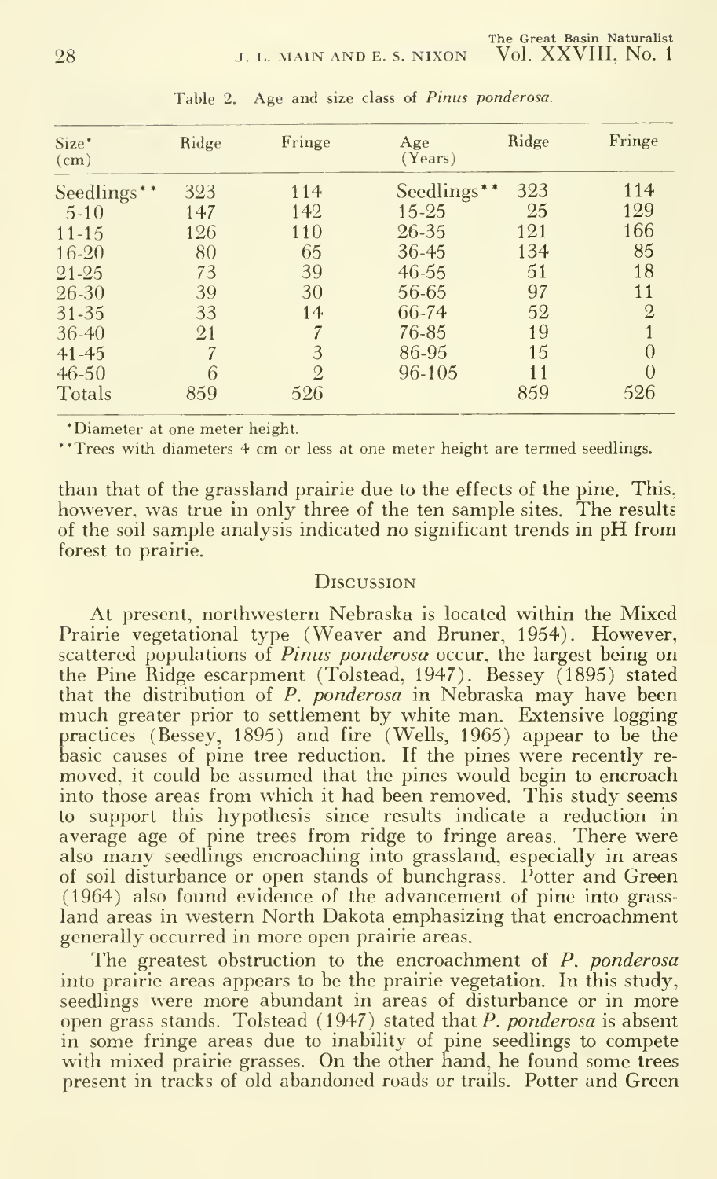Table 2. Age and size class of *Pinus ponderosa*.

| Size* (cm) | Ridge | Fringe | Age (Years) | Ridge | Fringe |
|---|---|---|---|---|---|
| Seedlings** | 323 | 114 | Seedlings** | 323 | 114 |
| 5-10 | 147 | 142 | 15-25 | 25 | 129 |
| 11-15 | 126 | 110 | 26-35 | 121 | 166 |
| 16-20 | 80 | 65 | 36-45 | 134 | 85 |
| 21-25 | 73 | 39 | 46-55 | 51 | 18 |
| 26-30 | 39 | 30 | 56-65 | 97 | 11 |
| 31-35 | 33 | 14 | 66-74 | 52 | 2 |
| 36-40 | 21 | 7 | 76-85 | 19 | 1 |
| 41-45 | 7 | 3 | 86-95 | 15 | 0 |
| 46-50 | 6 | 2 | 96-105 | 11 | 0 |
| Totals | 859 | 526 | | 859 | 526 |

*Diameter at one meter height.

**Trees with diameters 4 cm or less at one meter height are termed seedlings.

than that of the grassland prairie due to the effects of the pine. This, however, was true in only three of the ten sample sites. The results of the soil sample analysis indicated no significant trends in pH from forest to prairie.

## Discussion

At present, northwestern Nebraska is located within the Mixed Prairie vegetational type (Weaver and Bruner, 1954). However, scattered populations of *Pinus ponderosa* occur, the largest being on the Pine Ridge escarpment (Tolstead, 1947). Bessey (1895) stated that the distribution of *P. ponderosa* in Nebraska may have been much greater prior to settlement by white man. Extensive logging practices (Bessey, 1895) and fire (Wells, 1965) appear to be the basic causes of pine tree reduction. If the pines were recently removed, it could be assumed that the pines would begin to encroach into those areas from which it had been removed. This study seems to support this hypothesis since results indicate a reduction in average age of pine trees from ridge to fringe areas. There were also many seedlings encroaching into grassland, especially in areas of soil disturbance or open stands of bunchgrass. Potter and Green (1964) also found evidence of the advancement of pine into grassland areas in western North Dakota emphasizing that encroachment generally occurred in more open prairie areas.

The greatest obstruction to the encroachment of *P. ponderosa* into prairie areas appears to be the prairie vegetation. In this study, seedlings were more abundant in areas of disturbance or in more open grass stands. Tolstead (1947) stated that *P. ponderosa* is absent in some fringe areas due to inability of pine seedlings to compete with mixed prairie grasses. On the other hand, he found some trees present in tracks of old abandoned roads or trails. Potter and Green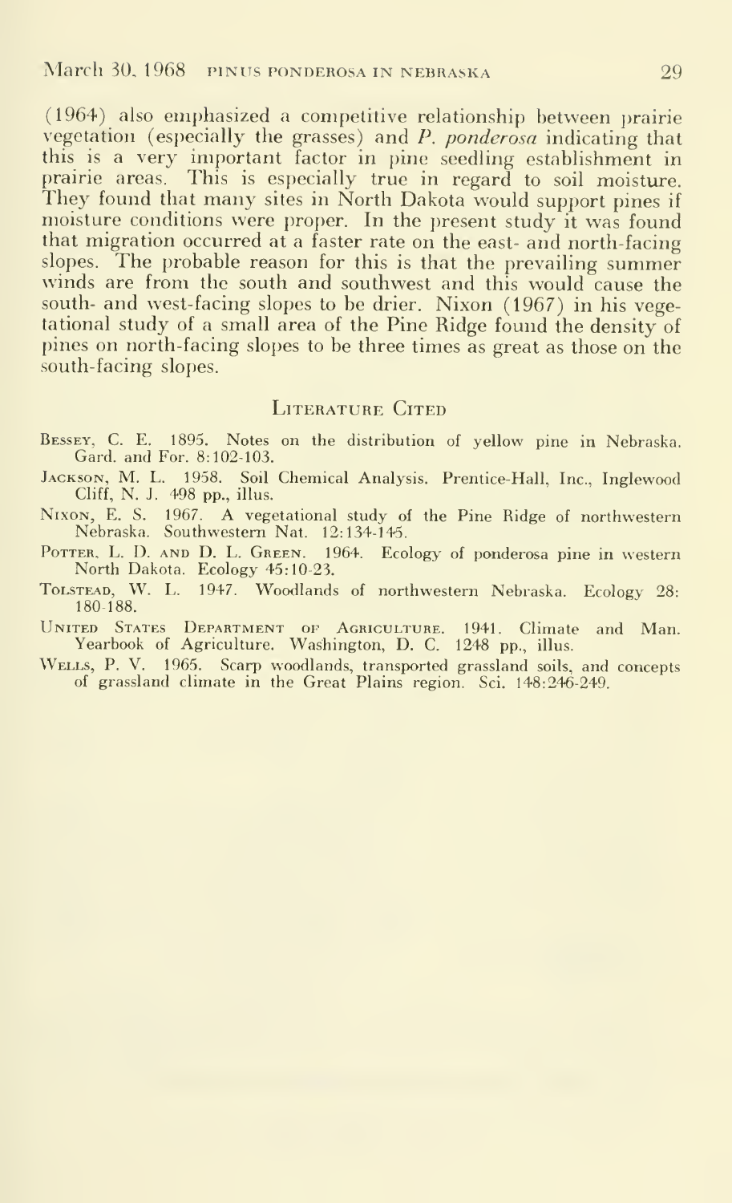(1964) also emphasized a competitive relationship between prairie vegetation (especially the grasses) and *P. ponderosa* indicating that this is a very important factor in pine seedling establishment in prairie areas. This is especially true in regard to soil moisture. They found that many sites in North Dakota would support pines if moisture conditions were proper. In the present study it was found that migration occurred at a faster rate on the east- and north-facing slopes. The probable reason for this is that the prevailing summer winds are from the south and southwest and this would cause the south- and west-facing slopes to be drier. Nixon (1967) in his vegetational study of a small area of the Pine Ridge found the density of pines on north-facing slopes to be three times as great as those on the south-facing slopes.

## Literature Cited

Bessey, C. E. 1895. Notes on the distribution of yellow pine in Nebraska. Gard. and For. 8:102-103.

Jackson, M. L. 1958. Soil Chemical Analysis. Prentice-Hall, Inc., Inglewood Cliff, N. J. 498 pp., illus.

Nixon, E. S. 1967. A vegetational study of the Pine Ridge of northwestern Nebraska. Southwestern Nat. 12:134-145.

Potter, L. D. and D. L. Green. 1964. Ecology of ponderosa pine in western North Dakota. Ecology 45:10-23.

Tolstead, W. L. 1947. Woodlands of northwestern Nebraska. Ecology 28: 180-188.

United States Department of Agriculture. 1941. Climate and Man. Yearbook of Agriculture. Washington, D. C. 1248 pp., illus.

Wells, P. V. 1965. Scarp woodlands, transported grassland soils, and concepts of grassland climate in the Great Plains region. Sci. 148:246-249.